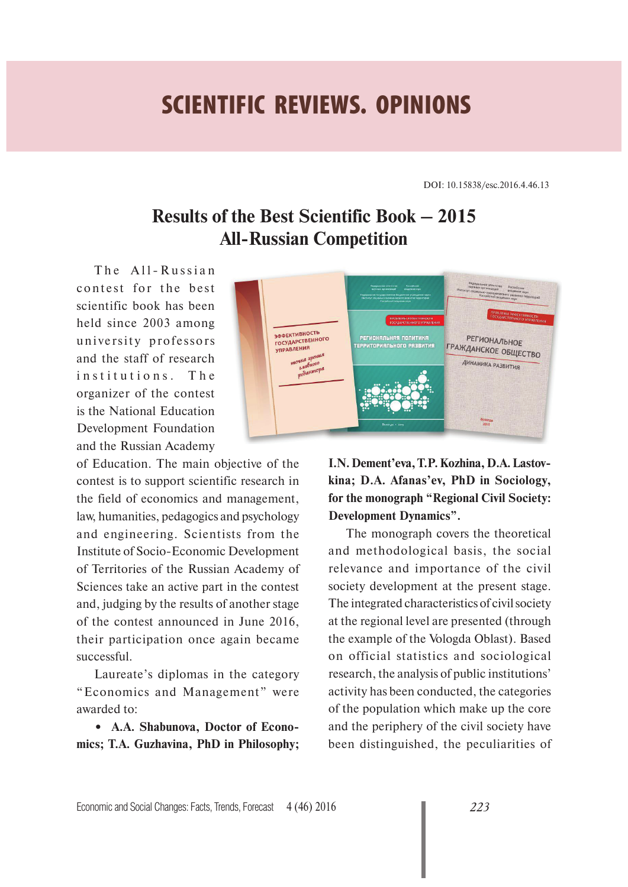# SCIENTIFIC REVIEWS. OPINIONS

DOI: 10.15838/esc.2016.4.46.13

## Results of the Best Scientific Book – 2015 All-Russian Competition

The All-Russian contest for the best scientific book has been held since 2003 among university professors and the staff of research institutions. The organizer of the contest is the National Education Development Foundation and the Russian Academy of Education. The main objective of the contest is to support scientific research in the field of economics and management, law, humanities, pedagogics and psychology and engineering. Scientists from the Institute of Socio-Economic Development of Territories of the Russian Academy of Sciences take an active part in the contest and, judging by the results of another stage of the contest announced in June 2016, their participation once again became successful.

Laureate's diplomas in the category "Economics and Management" were awarded to:

- **A.A. Shabunova, Doctor of Economics; T.A. Guzhavina, PhD in Philosophy; I.N. Dement'eva, T.P. Kozhina, D.A. Lastovkina; D.A. Afanas'ev, PhD in Sociology, for the monograph "Regional Civil Society: Development Dynamics".**

The monograph covers the theoretical and methodological basis, the social relevance and importance of the civil society development at the present stage. The integrated characteristics of civil society at the regional level are presented (through the example of the Vologda Oblast). Based on official statistics and sociological research, the analysis of public institutions' activity has been conducted, the categories of the population which make up the core and the periphery of the civil society have been distinguished, the peculiarities of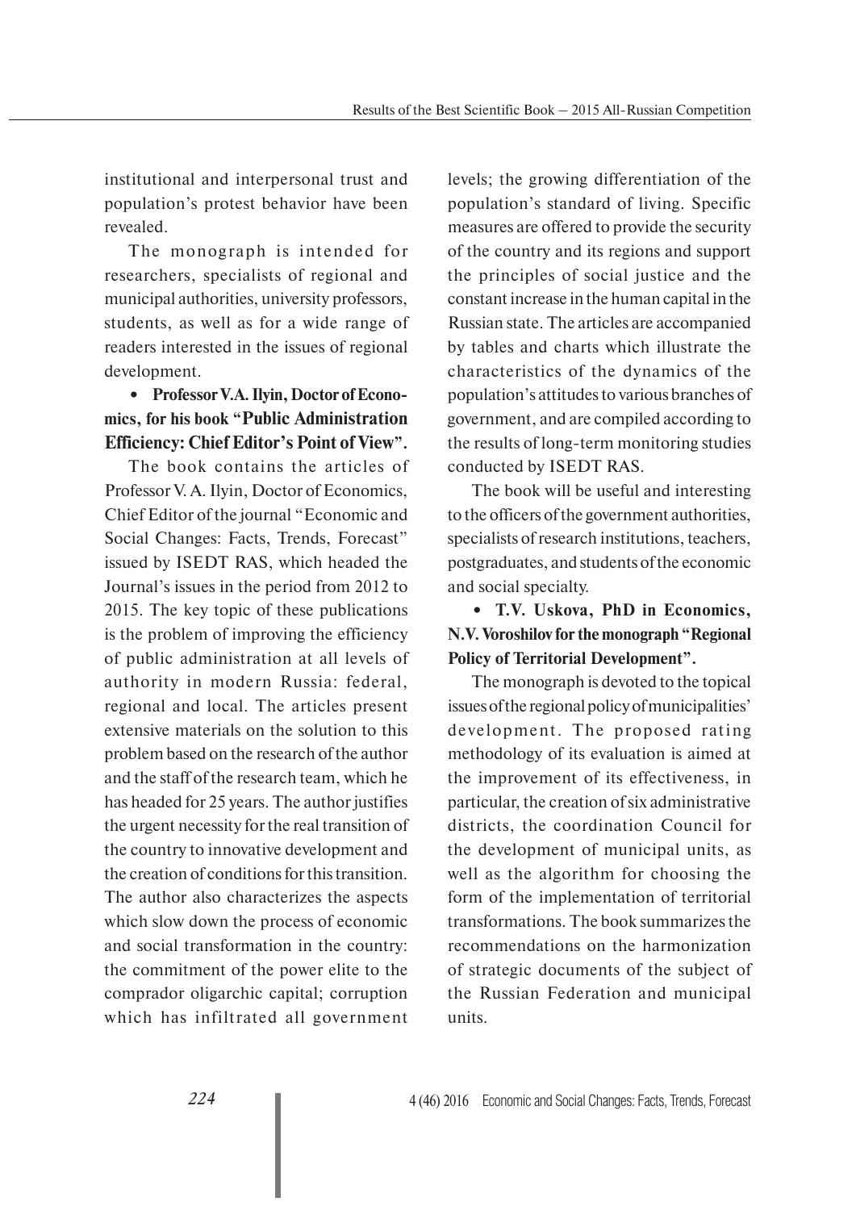institutional and interpersonal trust and population's protest behavior have been revealed.

The monograph is intended for researchers, specialists of regional and municipal authorities, university professors, students, as well as for a wide range of readers interested in the issues of regional development.

• **Professor V.A. Ilyin, Doctor of Economics, for his book "Public Administration Efficiency: Chief Editor's Point of View".**

The book contains the articles of Professor V. A. Ilyin, Doctor of Economics, Chief Editor of the journal "Economic and Social Changes: Facts, Trends, Forecast" issued by ISEDT RAS, which headed the Journal's issues in the period from 2012 to 2015. The key topic of these publications is the problem of improving the efficiency of public administration at all levels of authority in modern Russia: federal, regional and local. The articles present extensive materials on the solution to this problem based on the research of the author and the staff of the research team, which he has headed for 25 years. The author justifies the urgent necessity for the real transition of the country to innovative development and the creation of conditions for this transition. The author also characterizes the aspects which slow down the process of economic and social transformation in the country: the commitment of the power elite to the comprador oligarchic capital; corruption which has infiltrated all government levels; the growing differentiation of the population's standard of living. Specific measures are offered to provide the security of the country and its regions and support the principles of social justice and the constant increase in the human capital in the Russian state. The articles are accompanied by tables and charts which illustrate the characteristics of the dynamics of the population's attitudes to various branches of government, and are compiled according to the results of long-term monitoring studies conducted by ISEDT RAS.

The book will be useful and interesting to the officers of the government authorities, specialists of research institutions, teachers, postgraduates, and students of the economic and social specialty.

• **T.V. Uskova, PhD in Economics, N.V. Voroshilov for the monograph "Regional Policy of Territorial Development".**

The monograph is devoted to the topical issues of the regional policy of municipalities' development. The proposed rating methodology of its evaluation is aimed at the improvement of its effectiveness, in particular, the creation of six administrative districts, the coordination Council for the development of municipal units, as well as the algorithm for choosing the form of the implementation of territorial transformations. The book summarizes the recommendations on the harmonization of strategic documents of the subject of the Russian Federation and municipal units.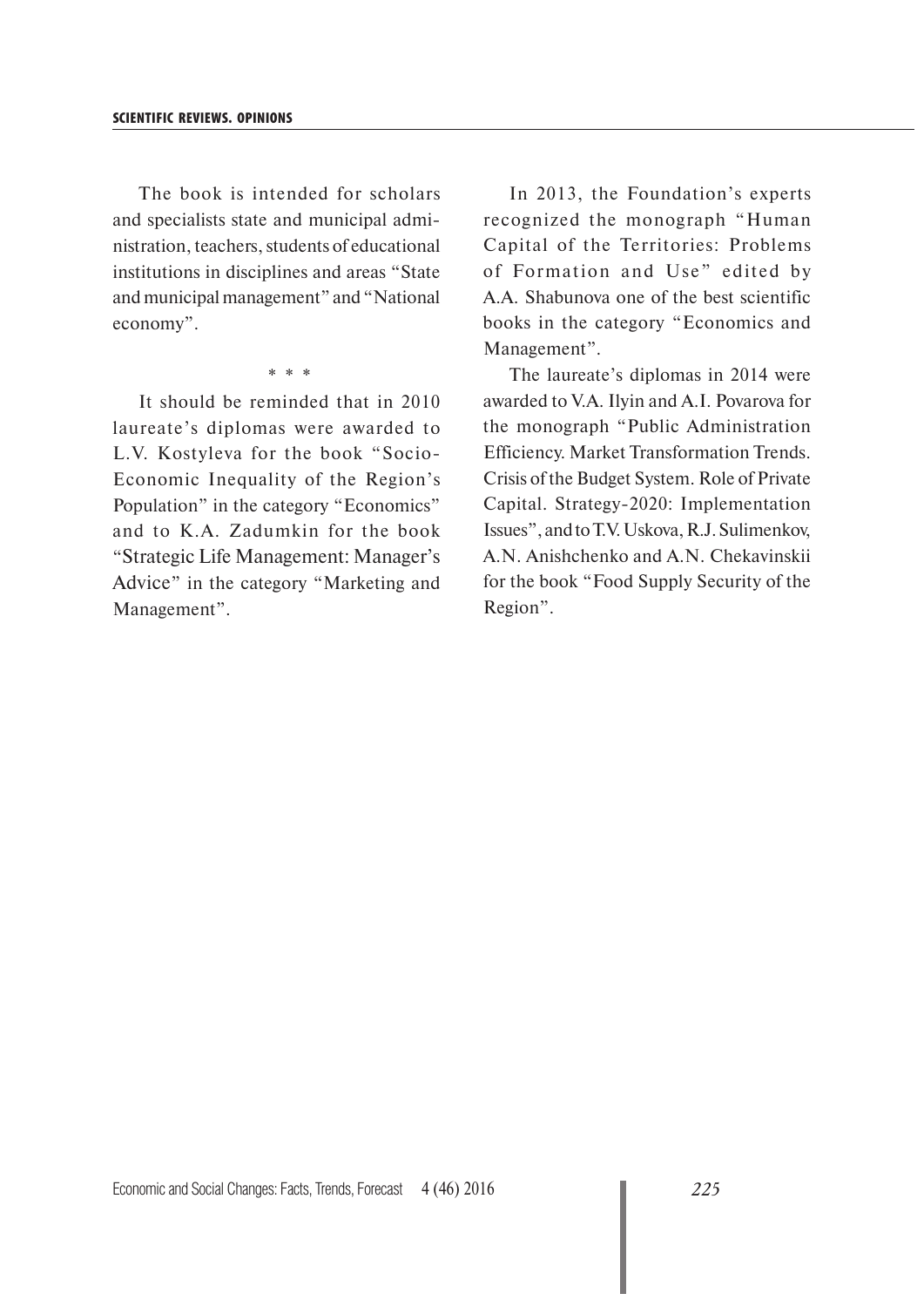The book is intended for scholars and specialists state and municipal administration, teachers, students of educational institutions in disciplines and areas "State and municipal management" and "National economy".

\* \* \*

It should be reminded that in 2010 laureate's diplomas were awarded to L.V. Kostyleva for the book "Socio-Economic Inequality of the Region's Population" in the category "Economics" and to K.A. Zadumkin for the book "Strategic Life Management: Manager's Advice" in the category "Marketing and Management".

In 2013, the Foundation's experts recognized the monograph "Human Capital of the Territories: Problems of Formation and Use" edited by A.A. Shabunova one of the best scientific books in the category "Economics and Management".

The laureate's diplomas in 2014 were awarded to V.A. Ilyin and A.I. Povarova for the monograph "Public Administration Efficiency. Market Transformation Trends. Crisis of the Budget System. Role of Private Capital. Strategy-2020: Implementation Issues", and to T.V. Uskova, R.J. Sulimenkov, A.N. Anishchenko and A.N. Chekavinskii for the book "Food Supply Security of the Region".